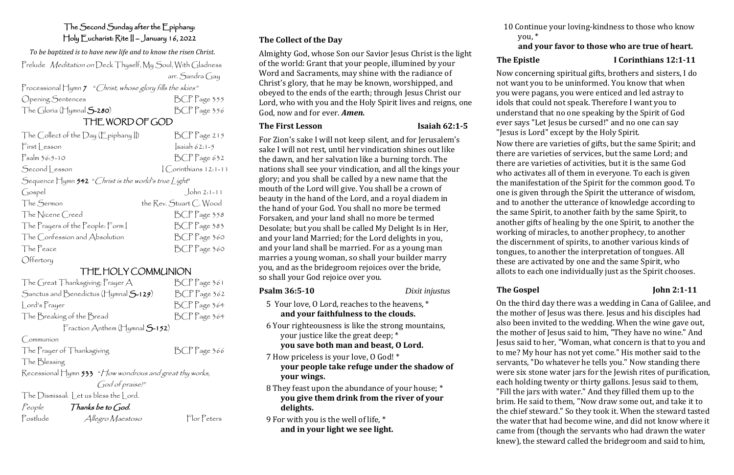# The Second Sunday after the Epiphany:
# Holy Eucharist: Rite II ~ January 16, 2022

*To be baptized is to have new life and to know the risen Christ.*

Prelude *Meditation on* Deck Thyself, My Soul, With Gladness
arr. Sandra Gay

Processional Hymn **7** *"Christ, whose glory fills the skies"*

| | |
|---|---|
| Opening Sentences | BCP Page 355 |
| The Gloria (Hymnal **S-280**) | BCP Page 356 |

## THE WORD OF GOD

| | |
|---|---|
| The Collect of the Day (Epiphany II) | BCP Page 215 |
| First Lesson | Isaiah 62:1-5 |
| Psalm 36:5-10 | BCP Page 632 |
| Second Lesson | I Corinthians 12:1-11 |

Sequence Hymn **542** *"Christ is the world's true Light"*

| | |
|---|---|
| Gospel | John 2:1-11 |
| The Sermon | the Rev. Stuart C. Wood |
| The Nicene Creed | BCP Page 358 |
| The Prayers of the People: Form I | BCP Page 383 |
| The Confession and Absolution | BCP Page 360 |
| The Peace | BCP Page 360 |
| Offertory | |

## THE HOLY COMMUNION

| | |
|---|---|
| The Great Thanksgiving: Prayer A | BCP Page 361 |
| Sanctus and Benedictus (Hymnal **S-129**) | BCP Page 362 |
| Lord's Prayer | BCP Page 364 |
| The Breaking of the Bread | BCP Page 364 |

Fraction Anthem (Hymnal **S-152**)

Communion

| | |
|---|---|
| The Prayer of Thanksgiving | BCP Page 366 |

The Blessing

Recessional Hymn **533** *"How wondrous and great thy works, God of praise!"*

The Dismissal: Let us bless the Lord.

*People* ***Thanks be to God.***

Postlude *Allegro Maestoso* Flor Peters

### The Collect of the Day

Almighty God, whose Son our Savior Jesus Christ is the light of the world: Grant that your people, illumined by your Word and Sacraments, may shine with the radiance of Christ's glory, that he may be known, worshipped, and obeyed to the ends of the earth; through Jesus Christ our Lord, who with you and the Holy Spirit lives and reigns, one God, now and for ever. ***Amen.***

### The First Lesson — Isaiah 62:1-5

For Zion's sake I will not keep silent, and for Jerusalem's sake I will not rest, until her vindication shines out like the dawn, and her salvation like a burning torch. The nations shall see your vindication, and all the kings your glory; and you shall be called by a new name that the mouth of the Lord will give. You shall be a crown of beauty in the hand of the Lord, and a royal diadem in the hand of your God. You shall no more be termed Forsaken, and your land shall no more be termed Desolate; but you shall be called My Delight Is in Her, and your land Married; for the Lord delights in you, and your land shall be married. For as a young man marries a young woman, so shall your builder marry you, and as the bridegroom rejoices over the bride, so shall your God rejoice over you.

### Psalm 36:5-10 — *Dixit injustus*

5 Your love, O Lord, reaches to the heavens, *
**and your faithfulness to the clouds.**

6 Your righteousness is like the strong mountains, your justice like the great deep; *
**you save both man and beast, O Lord.**

7 How priceless is your love, O God! *
**your people take refuge under the shadow of your wings.**

8 They feast upon the abundance of your house; *
**you give them drink from the river of your delights.**

9 For with you is the well of life, *
**and in your light we see light.**

10 Continue your loving-kindness to those who know you, *
**and your favor to those who are true of heart.**

### The Epistle — I Corinthians 12:1-11

Now concerning spiritual gifts, brothers and sisters, I do not want you to be uninformed. You know that when you were pagans, you were enticed and led astray to idols that could not speak. Therefore I want you to understand that no one speaking by the Spirit of God ever says "Let Jesus be cursed!" and no one can say "Jesus is Lord" except by the Holy Spirit.

Now there are varieties of gifts, but the same Spirit; and there are varieties of services, but the same Lord; and there are varieties of activities, but it is the same God who activates all of them in everyone. To each is given the manifestation of the Spirit for the common good. To one is given through the Spirit the utterance of wisdom, and to another the utterance of knowledge according to the same Spirit, to another faith by the same Spirit, to another gifts of healing by the one Spirit, to another the working of miracles, to another prophecy, to another the discernment of spirits, to another various kinds of tongues, to another the interpretation of tongues. All these are activated by one and the same Spirit, who allots to each one individually just as the Spirit chooses.

### The Gospel — John 2:1-11

On the third day there was a wedding in Cana of Galilee, and the mother of Jesus was there. Jesus and his disciples had also been invited to the wedding. When the wine gave out, the mother of Jesus said to him, "They have no wine." And Jesus said to her, "Woman, what concern is that to you and to me? My hour has not yet come." His mother said to the servants, "Do whatever he tells you." Now standing there were six stone water jars for the Jewish rites of purification, each holding twenty or thirty gallons. Jesus said to them, "Fill the jars with water." And they filled them up to the brim. He said to them, "Now draw some out, and take it to the chief steward." So they took it. When the steward tasted the water that had become wine, and did not know where it came from (though the servants who had drawn the water knew), the steward called the bridegroom and said to him,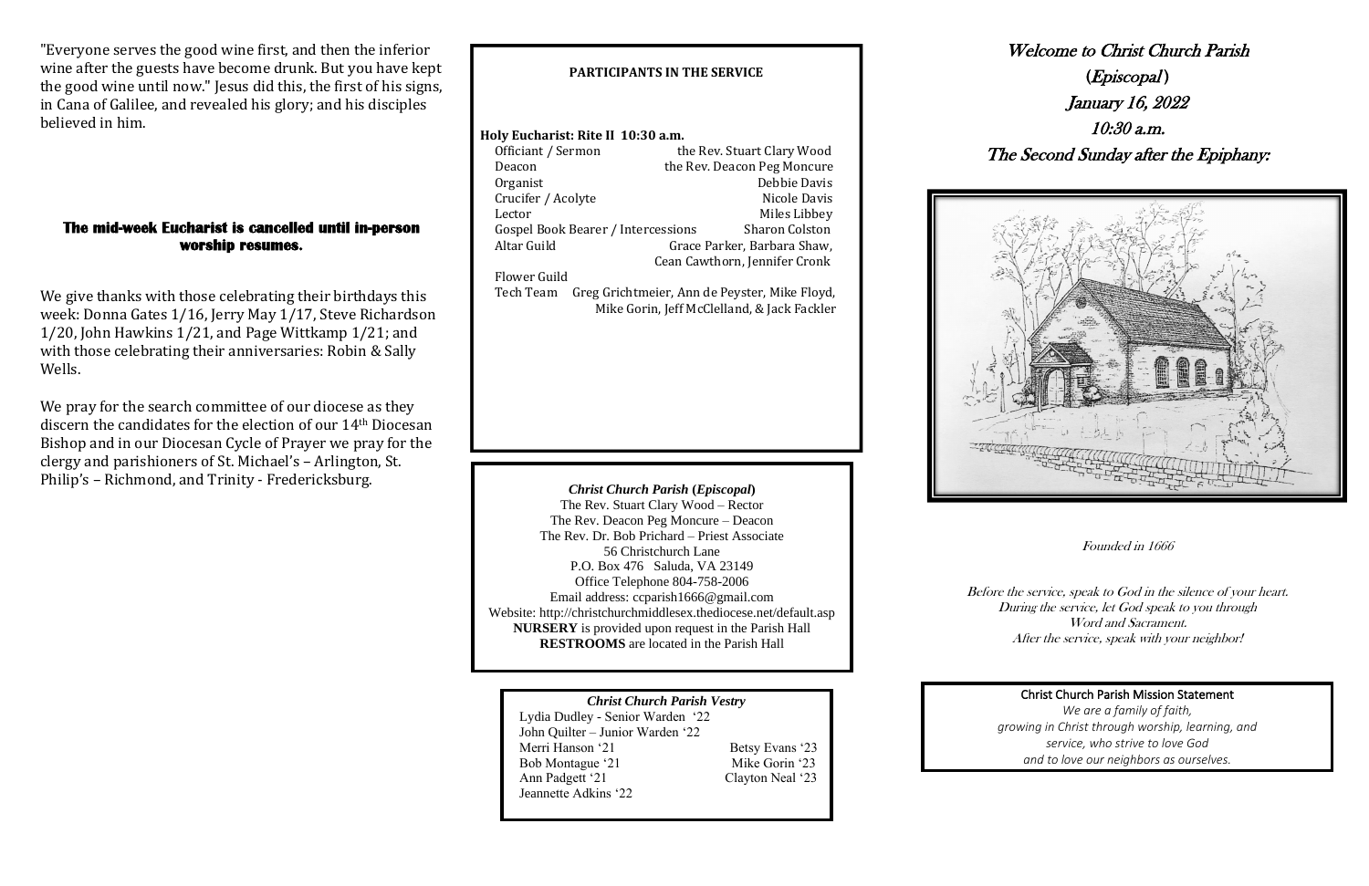"Everyone serves the good wine first, and then the inferior wine after the guests have become drunk. But you have kept the good wine until now." Jesus did this, the first of his signs, in Cana of Galilee, and revealed his glory; and his disciples believed in him.

**The mid-week Eucharist is cancelled until in-person worship resumes.**

We give thanks with those celebrating their birthdays this week: Donna Gates 1/16, Jerry May 1/17, Steve Richardson 1/20, John Hawkins 1/21, and Page Wittkamp 1/21; and with those celebrating their anniversaries: Robin & Sally Wells.

We pray for the search committee of our diocese as they discern the candidates for the election of our 14th Diocesan Bishop and in our Diocesan Cycle of Prayer we pray for the clergy and parishioners of St. Michael's – Arlington, St. Philip's – Richmond, and Trinity - Fredericksburg.

**PARTICIPANTS IN THE SERVICE**

**Holy Eucharist: Rite II 10:30 a.m.**

| | |
|---|---|
| Officiant / Sermon | the Rev. Stuart Clary Wood |
| Deacon | the Rev. Deacon Peg Moncure |
| Organist | Debbie Davis |
| Crucifer / Acolyte | Nicole Davis |
| Lector | Miles Libbey |
| Gospel Book Bearer / Intercessions | Sharon Colston |
| Altar Guild | Grace Parker, Barbara Shaw, Cean Cawthorn, Jennifer Cronk |
| Flower Guild | |
| Tech Team | Greg Grichtmeier, Ann de Peyster, Mike Floyd, Mike Gorin, Jeff McClelland, & Jack Fackler |

***Christ Church Parish (Episcopal)***
The Rev. Stuart Clary Wood – Rector
The Rev. Deacon Peg Moncure – Deacon
The Rev. Dr. Bob Prichard – Priest Associate
56 Christchurch Lane
P.O. Box 476 Saluda, VA 23149
Office Telephone 804-758-2006
Email address: ccparish1666@gmail.com
Website: http://christchurchmiddlesex.thediocese.net/default.asp
**NURSERY** is provided upon request in the Parish Hall
**RESTROOMS** are located in the Parish Hall

***Christ Church Parish Vestry***

| | |
|---|---|
| Lydia Dudley - Senior Warden '22 | |
| John Quilter – Junior Warden '22 | |
| Merri Hanson '21 | Betsy Evans '23 |
| Bob Montague '21 | Mike Gorin '23 |
| Ann Padgett '21 | Clayton Neal '23 |
| Jeannette Adkins '22 | |

# *Welcome to Christ Church Parish (Episcopal) January 16, 2022 10:30 a.m. The Second Sunday after the Epiphany:*

*Founded in 1666*

*Before the service, speak to God in the silence of your heart.*
*During the service, let God speak to you through Word and Sacrament.*
*After the service, speak with your neighbor!*

**Christ Church Parish Mission Statement**

*We are a family of faith,*
*growing in Christ through worship, learning, and service, who strive to love God*
*and to love our neighbors as ourselves.*